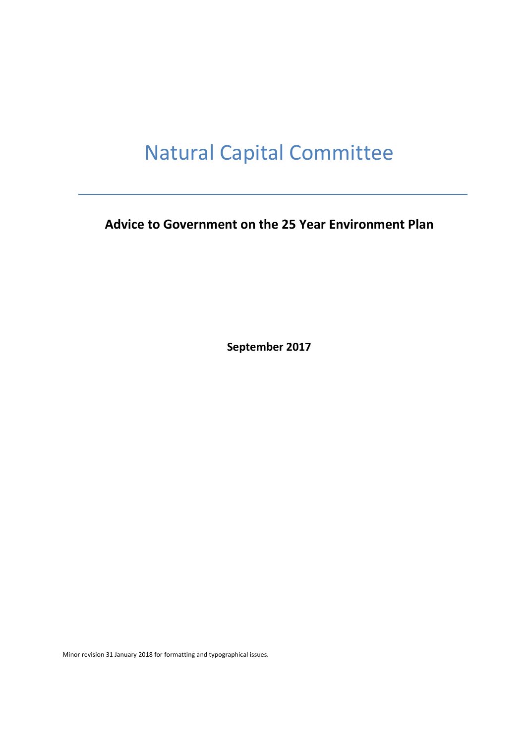# Natural Capital Committee

## Advice to Government on the 25 Year Environment Plan

**September 2017**

Minor revision 31 January 2018 for formatting and typographical issues.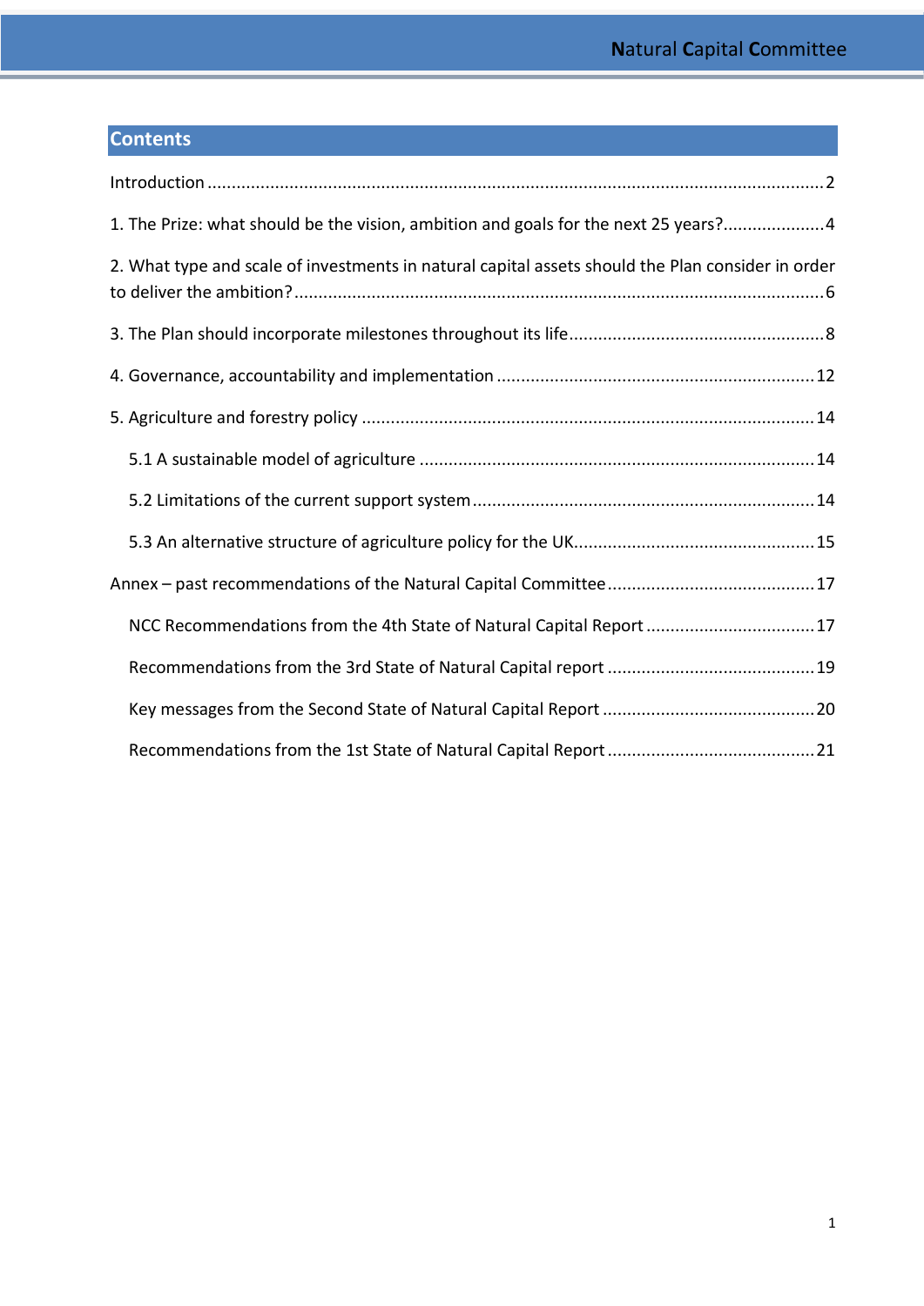## Contents

Introduction ..... 2

1. The Prize: what should be the vision, ambition and goals for the next 25 years? ..... 4

2. What type and scale of investments in natural capital assets should the Plan consider in order to deliver the ambition? ..... 6

3. The Plan should incorporate milestones throughout its life ..... 8

4. Governance, accountability and implementation ..... 12

5. Agriculture and forestry policy ..... 14

   5.1 A sustainable model of agriculture ..... 14

   5.2 Limitations of the current support system ..... 14

   5.3 An alternative structure of agriculture policy for the UK ..... 15

Annex – past recommendations of the Natural Capital Committee ..... 17

   NCC Recommendations from the 4th State of Natural Capital Report ..... 17

   Recommendations from the 3rd State of Natural Capital report ..... 19

   Key messages from the Second State of Natural Capital Report ..... 20

   Recommendations from the 1st State of Natural Capital Report ..... 21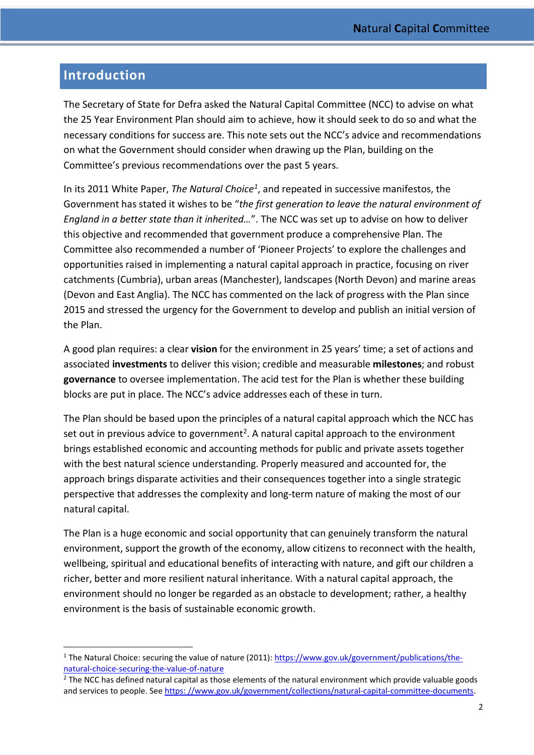## Introduction

The Secretary of State for Defra asked the Natural Capital Committee (NCC) to advise on what the 25 Year Environment Plan should aim to achieve, how it should seek to do so and what the necessary conditions for success are. This note sets out the NCC's advice and recommendations on what the Government should consider when drawing up the Plan, building on the Committee's previous recommendations over the past 5 years.

In its 2011 White Paper, *The Natural Choice*[1], and repeated in successive manifestos, the Government has stated it wishes to be "*the first generation to leave the natural environment of England in a better state than it inherited…*". The NCC was set up to advise on how to deliver this objective and recommended that government produce a comprehensive Plan. The Committee also recommended a number of 'Pioneer Projects' to explore the challenges and opportunities raised in implementing a natural capital approach in practice, focusing on river catchments (Cumbria), urban areas (Manchester), landscapes (North Devon) and marine areas (Devon and East Anglia). The NCC has commented on the lack of progress with the Plan since 2015 and stressed the urgency for the Government to develop and publish an initial version of the Plan.

A good plan requires: a clear **vision** for the environment in 25 years' time; a set of actions and associated **investments** to deliver this vision; credible and measurable **milestones**; and robust **governance** to oversee implementation. The acid test for the Plan is whether these building blocks are put in place. The NCC's advice addresses each of these in turn.

The Plan should be based upon the principles of a natural capital approach which the NCC has set out in previous advice to government[2]. A natural capital approach to the environment brings established economic and accounting methods for public and private assets together with the best natural science understanding. Properly measured and accounted for, the approach brings disparate activities and their consequences together into a single strategic perspective that addresses the complexity and long-term nature of making the most of our natural capital.

The Plan is a huge economic and social opportunity that can genuinely transform the natural environment, support the growth of the economy, allow citizens to reconnect with the health, wellbeing, spiritual and educational benefits of interacting with nature, and gift our children a richer, better and more resilient natural inheritance. With a natural capital approach, the environment should no longer be regarded as an obstacle to development; rather, a healthy environment is the basis of sustainable economic growth.

---

[1] The Natural Choice: securing the value of nature (2011): https://www.gov.uk/government/publications/the-natural-choice-securing-the-value-of-nature

[2] The NCC has defined natural capital as those elements of the natural environment which provide valuable goods and services to people. See https: //www.gov.uk/government/collections/natural-capital-committee-documents.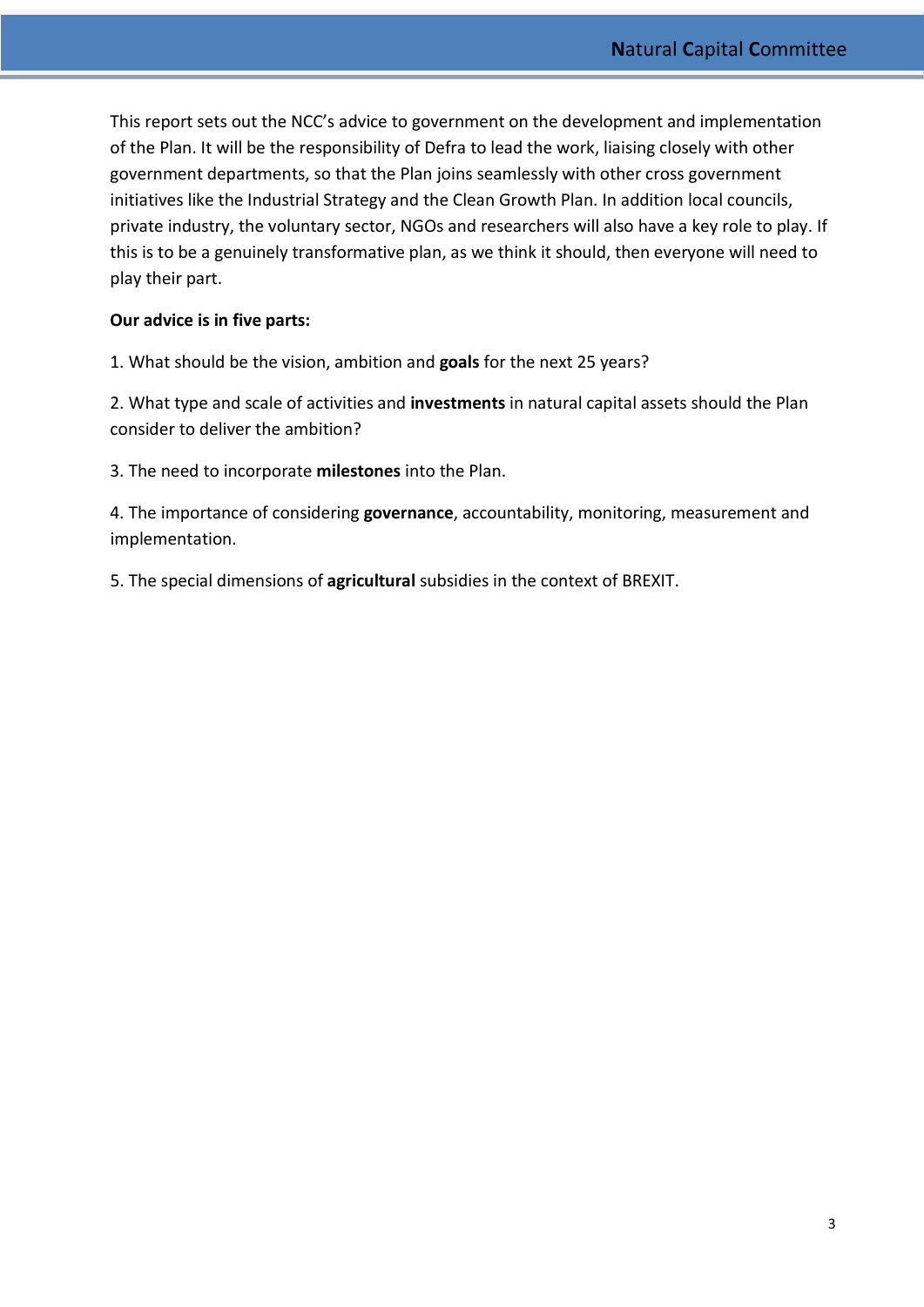This report sets out the NCC's advice to government on the development and implementation of the Plan. It will be the responsibility of Defra to lead the work, liaising closely with other government departments, so that the Plan joins seamlessly with other cross government initiatives like the Industrial Strategy and the Clean Growth Plan. In addition local councils, private industry, the voluntary sector, NGOs and researchers will also have a key role to play. If this is to be a genuinely transformative plan, as we think it should, then everyone will need to play their part.

**Our advice is in five parts:**

1. What should be the vision, ambition and **goals** for the next 25 years?

2. What type and scale of activities and **investments** in natural capital assets should the Plan consider to deliver the ambition?

3. The need to incorporate **milestones** into the Plan.

4. The importance of considering **governance**, accountability, monitoring, measurement and implementation.

5. The special dimensions of **agricultural** subsidies in the context of BREXIT.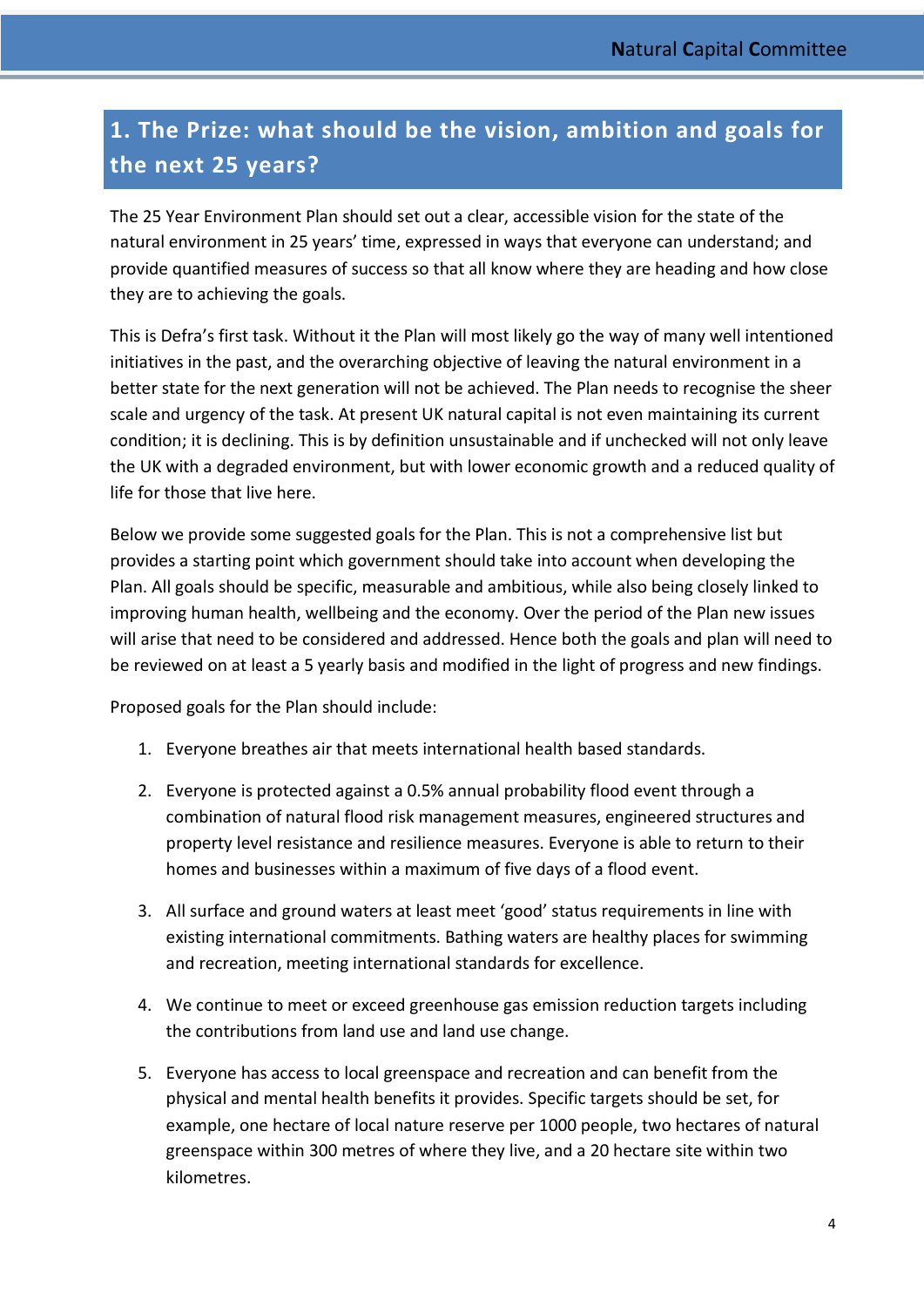## 1. The Prize: what should be the vision, ambition and goals for the next 25 years?

The 25 Year Environment Plan should set out a clear, accessible vision for the state of the natural environment in 25 years' time, expressed in ways that everyone can understand; and provide quantified measures of success so that all know where they are heading and how close they are to achieving the goals.

This is Defra's first task. Without it the Plan will most likely go the way of many well intentioned initiatives in the past, and the overarching objective of leaving the natural environment in a better state for the next generation will not be achieved. The Plan needs to recognise the sheer scale and urgency of the task. At present UK natural capital is not even maintaining its current condition; it is declining. This is by definition unsustainable and if unchecked will not only leave the UK with a degraded environment, but with lower economic growth and a reduced quality of life for those that live here.

Below we provide some suggested goals for the Plan. This is not a comprehensive list but provides a starting point which government should take into account when developing the Plan. All goals should be specific, measurable and ambitious, while also being closely linked to improving human health, wellbeing and the economy. Over the period of the Plan new issues will arise that need to be considered and addressed. Hence both the goals and plan will need to be reviewed on at least a 5 yearly basis and modified in the light of progress and new findings.

Proposed goals for the Plan should include:

1. Everyone breathes air that meets international health based standards.
2. Everyone is protected against a 0.5% annual probability flood event through a combination of natural flood risk management measures, engineered structures and property level resistance and resilience measures. Everyone is able to return to their homes and businesses within a maximum of five days of a flood event.
3. All surface and ground waters at least meet 'good' status requirements in line with existing international commitments. Bathing waters are healthy places for swimming and recreation, meeting international standards for excellence.
4. We continue to meet or exceed greenhouse gas emission reduction targets including the contributions from land use and land use change.
5. Everyone has access to local greenspace and recreation and can benefit from the physical and mental health benefits it provides. Specific targets should be set, for example, one hectare of local nature reserve per 1000 people, two hectares of natural greenspace within 300 metres of where they live, and a 20 hectare site within two kilometres.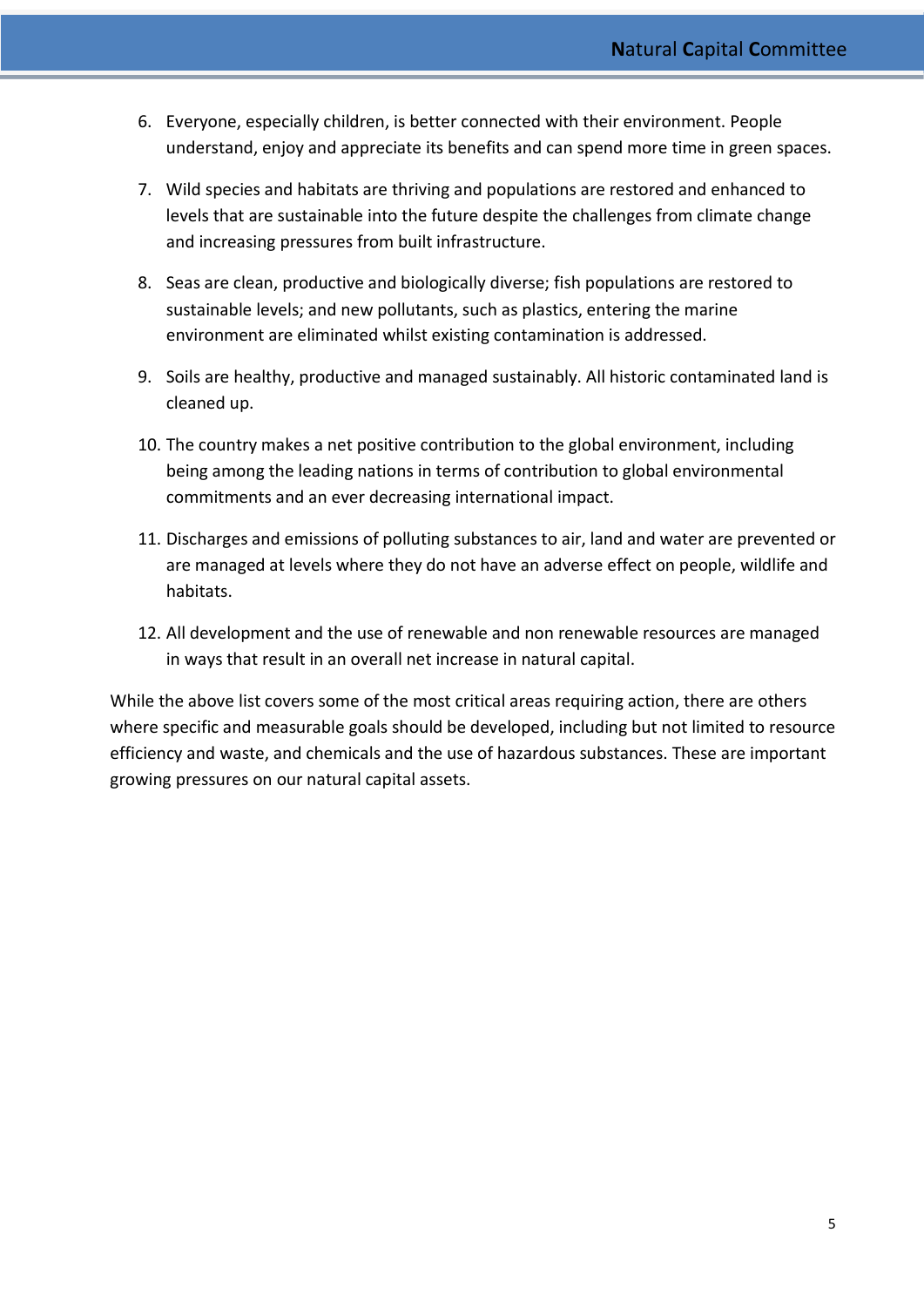6. Everyone, especially children, is better connected with their environment. People understand, enjoy and appreciate its benefits and can spend more time in green spaces.
7. Wild species and habitats are thriving and populations are restored and enhanced to levels that are sustainable into the future despite the challenges from climate change and increasing pressures from built infrastructure.
8. Seas are clean, productive and biologically diverse; fish populations are restored to sustainable levels; and new pollutants, such as plastics, entering the marine environment are eliminated whilst existing contamination is addressed.
9. Soils are healthy, productive and managed sustainably. All historic contaminated land is cleaned up.
10. The country makes a net positive contribution to the global environment, including being among the leading nations in terms of contribution to global environmental commitments and an ever decreasing international impact.
11. Discharges and emissions of polluting substances to air, land and water are prevented or are managed at levels where they do not have an adverse effect on people, wildlife and habitats.
12. All development and the use of renewable and non renewable resources are managed in ways that result in an overall net increase in natural capital.

While the above list covers some of the most critical areas requiring action, there are others where specific and measurable goals should be developed, including but not limited to resource efficiency and waste, and chemicals and the use of hazardous substances. These are important growing pressures on our natural capital assets.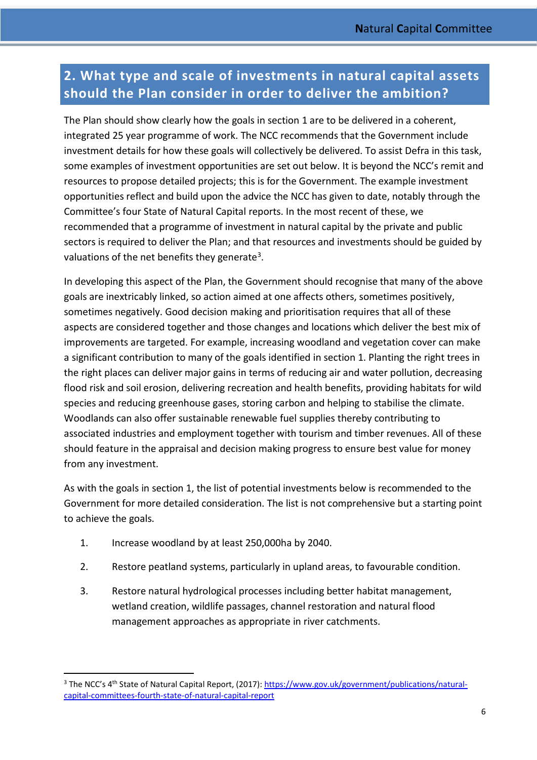## 2. What type and scale of investments in natural capital assets should the Plan consider in order to deliver the ambition?

The Plan should show clearly how the goals in section 1 are to be delivered in a coherent, integrated 25 year programme of work. The NCC recommends that the Government include investment details for how these goals will collectively be delivered. To assist Defra in this task, some examples of investment opportunities are set out below. It is beyond the NCC's remit and resources to propose detailed projects; this is for the Government. The example investment opportunities reflect and build upon the advice the NCC has given to date, notably through the Committee's four State of Natural Capital reports. In the most recent of these, we recommended that a programme of investment in natural capital by the private and public sectors is required to deliver the Plan; and that resources and investments should be guided by valuations of the net benefits they generate[3].

In developing this aspect of the Plan, the Government should recognise that many of the above goals are inextricably linked, so action aimed at one affects others, sometimes positively, sometimes negatively. Good decision making and prioritisation requires that all of these aspects are considered together and those changes and locations which deliver the best mix of improvements are targeted. For example, increasing woodland and vegetation cover can make a significant contribution to many of the goals identified in section 1. Planting the right trees in the right places can deliver major gains in terms of reducing air and water pollution, decreasing flood risk and soil erosion, delivering recreation and health benefits, providing habitats for wild species and reducing greenhouse gases, storing carbon and helping to stabilise the climate. Woodlands can also offer sustainable renewable fuel supplies thereby contributing to associated industries and employment together with tourism and timber revenues. All of these should feature in the appraisal and decision making progress to ensure best value for money from any investment.

As with the goals in section 1, the list of potential investments below is recommended to the Government for more detailed consideration. The list is not comprehensive but a starting point to achieve the goals.

1. Increase woodland by at least 250,000ha by 2040.
2. Restore peatland systems, particularly in upland areas, to favourable condition.
3. Restore natural hydrological processes including better habitat management, wetland creation, wildlife passages, channel restoration and natural flood management approaches as appropriate in river catchments.

[3] The NCC's 4th State of Natural Capital Report, (2017): https://www.gov.uk/government/publications/natural-capital-committees-fourth-state-of-natural-capital-report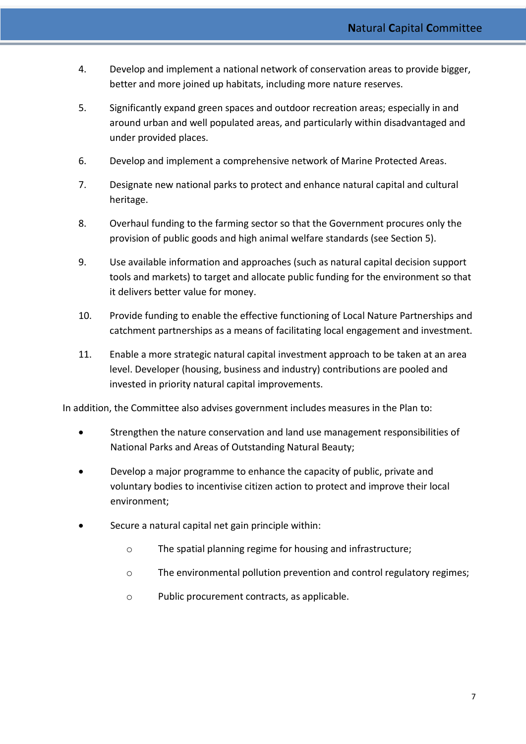4. Develop and implement a national network of conservation areas to provide bigger, better and more joined up habitats, including more nature reserves.

5. Significantly expand green spaces and outdoor recreation areas; especially in and around urban and well populated areas, and particularly within disadvantaged and under provided places.

6. Develop and implement a comprehensive network of Marine Protected Areas.

7. Designate new national parks to protect and enhance natural capital and cultural heritage.

8. Overhaul funding to the farming sector so that the Government procures only the provision of public goods and high animal welfare standards (see Section 5).

9. Use available information and approaches (such as natural capital decision support tools and markets) to target and allocate public funding for the environment so that it delivers better value for money.

10. Provide funding to enable the effective functioning of Local Nature Partnerships and catchment partnerships as a means of facilitating local engagement and investment.

11. Enable a more strategic natural capital investment approach to be taken at an area level. Developer (housing, business and industry) contributions are pooled and invested in priority natural capital improvements.

In addition, the Committee also advises government includes measures in the Plan to:

- Strengthen the nature conservation and land use management responsibilities of National Parks and Areas of Outstanding Natural Beauty;
- Develop a major programme to enhance the capacity of public, private and voluntary bodies to incentivise citizen action to protect and improve their local environment;
- Secure a natural capital net gain principle within:
  - The spatial planning regime for housing and infrastructure;
  - The environmental pollution prevention and control regulatory regimes;
  - Public procurement contracts, as applicable.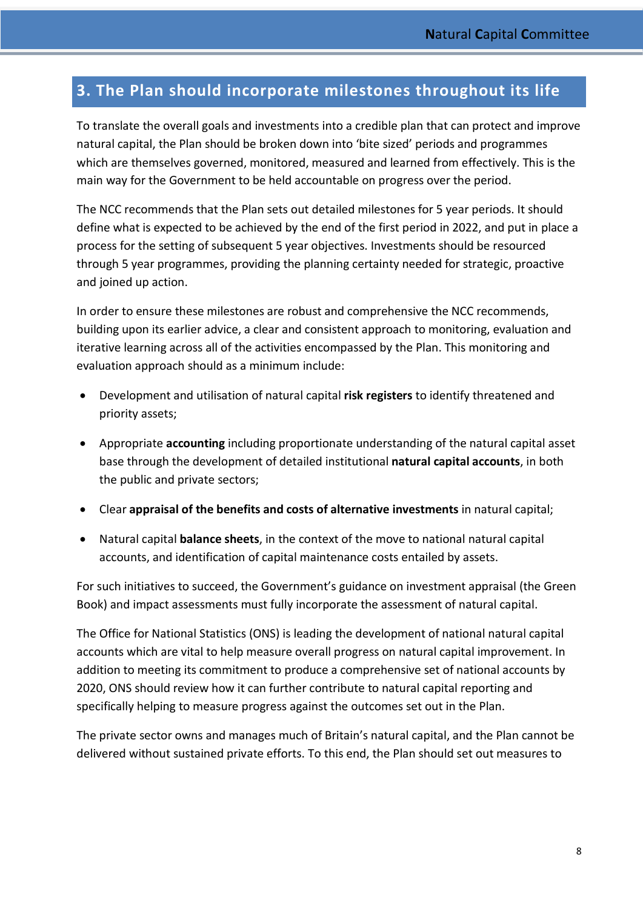## 3. The Plan should incorporate milestones throughout its life

To translate the overall goals and investments into a credible plan that can protect and improve natural capital, the Plan should be broken down into 'bite sized' periods and programmes which are themselves governed, monitored, measured and learned from effectively. This is the main way for the Government to be held accountable on progress over the period.

The NCC recommends that the Plan sets out detailed milestones for 5 year periods. It should define what is expected to be achieved by the end of the first period in 2022, and put in place a process for the setting of subsequent 5 year objectives. Investments should be resourced through 5 year programmes, providing the planning certainty needed for strategic, proactive and joined up action.

In order to ensure these milestones are robust and comprehensive the NCC recommends, building upon its earlier advice, a clear and consistent approach to monitoring, evaluation and iterative learning across all of the activities encompassed by the Plan. This monitoring and evaluation approach should as a minimum include:

- Development and utilisation of natural capital **risk registers** to identify threatened and priority assets;
- Appropriate **accounting** including proportionate understanding of the natural capital asset base through the development of detailed institutional **natural capital accounts**, in both the public and private sectors;
- Clear **appraisal of the benefits and costs of alternative investments** in natural capital;
- Natural capital **balance sheets**, in the context of the move to national natural capital accounts, and identification of capital maintenance costs entailed by assets.

For such initiatives to succeed, the Government's guidance on investment appraisal (the Green Book) and impact assessments must fully incorporate the assessment of natural capital.

The Office for National Statistics (ONS) is leading the development of national natural capital accounts which are vital to help measure overall progress on natural capital improvement. In addition to meeting its commitment to produce a comprehensive set of national accounts by 2020, ONS should review how it can further contribute to natural capital reporting and specifically helping to measure progress against the outcomes set out in the Plan.

The private sector owns and manages much of Britain's natural capital, and the Plan cannot be delivered without sustained private efforts. To this end, the Plan should set out measures to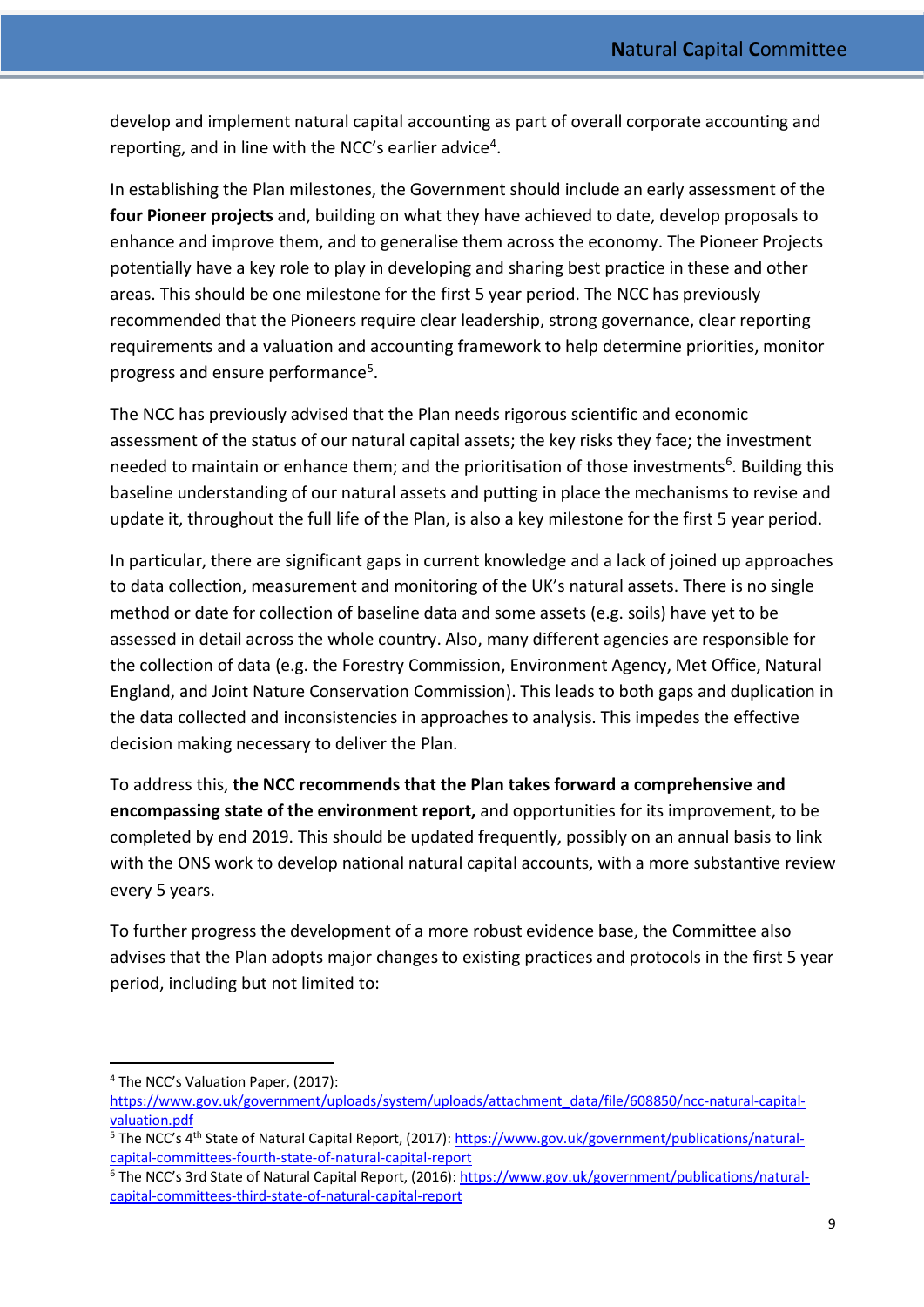develop and implement natural capital accounting as part of overall corporate accounting and reporting, and in line with the NCC's earlier advice[4].

In establishing the Plan milestones, the Government should include an early assessment of the **four Pioneer projects** and, building on what they have achieved to date, develop proposals to enhance and improve them, and to generalise them across the economy. The Pioneer Projects potentially have a key role to play in developing and sharing best practice in these and other areas. This should be one milestone for the first 5 year period. The NCC has previously recommended that the Pioneers require clear leadership, strong governance, clear reporting requirements and a valuation and accounting framework to help determine priorities, monitor progress and ensure performance[5].

The NCC has previously advised that the Plan needs rigorous scientific and economic assessment of the status of our natural capital assets; the key risks they face; the investment needed to maintain or enhance them; and the prioritisation of those investments[6]. Building this baseline understanding of our natural assets and putting in place the mechanisms to revise and update it, throughout the full life of the Plan, is also a key milestone for the first 5 year period.

In particular, there are significant gaps in current knowledge and a lack of joined up approaches to data collection, measurement and monitoring of the UK's natural assets. There is no single method or date for collection of baseline data and some assets (e.g. soils) have yet to be assessed in detail across the whole country. Also, many different agencies are responsible for the collection of data (e.g. the Forestry Commission, Environment Agency, Met Office, Natural England, and Joint Nature Conservation Commission). This leads to both gaps and duplication in the data collected and inconsistencies in approaches to analysis. This impedes the effective decision making necessary to deliver the Plan.

To address this, **the NCC recommends that the Plan takes forward a comprehensive and encompassing state of the environment report,** and opportunities for its improvement, to be completed by end 2019. This should be updated frequently, possibly on an annual basis to link with the ONS work to develop national natural capital accounts, with a more substantive review every 5 years.

To further progress the development of a more robust evidence base, the Committee also advises that the Plan adopts major changes to existing practices and protocols in the first 5 year period, including but not limited to:

---

[4] The NCC's Valuation Paper, (2017): https://www.gov.uk/government/uploads/system/uploads/attachment_data/file/608850/ncc-natural-capital-valuation.pdf

[5] The NCC's 4th State of Natural Capital Report, (2017): https://www.gov.uk/government/publications/natural-capital-committees-fourth-state-of-natural-capital-report

[6] The NCC's 3rd State of Natural Capital Report, (2016): https://www.gov.uk/government/publications/natural-capital-committees-third-state-of-natural-capital-report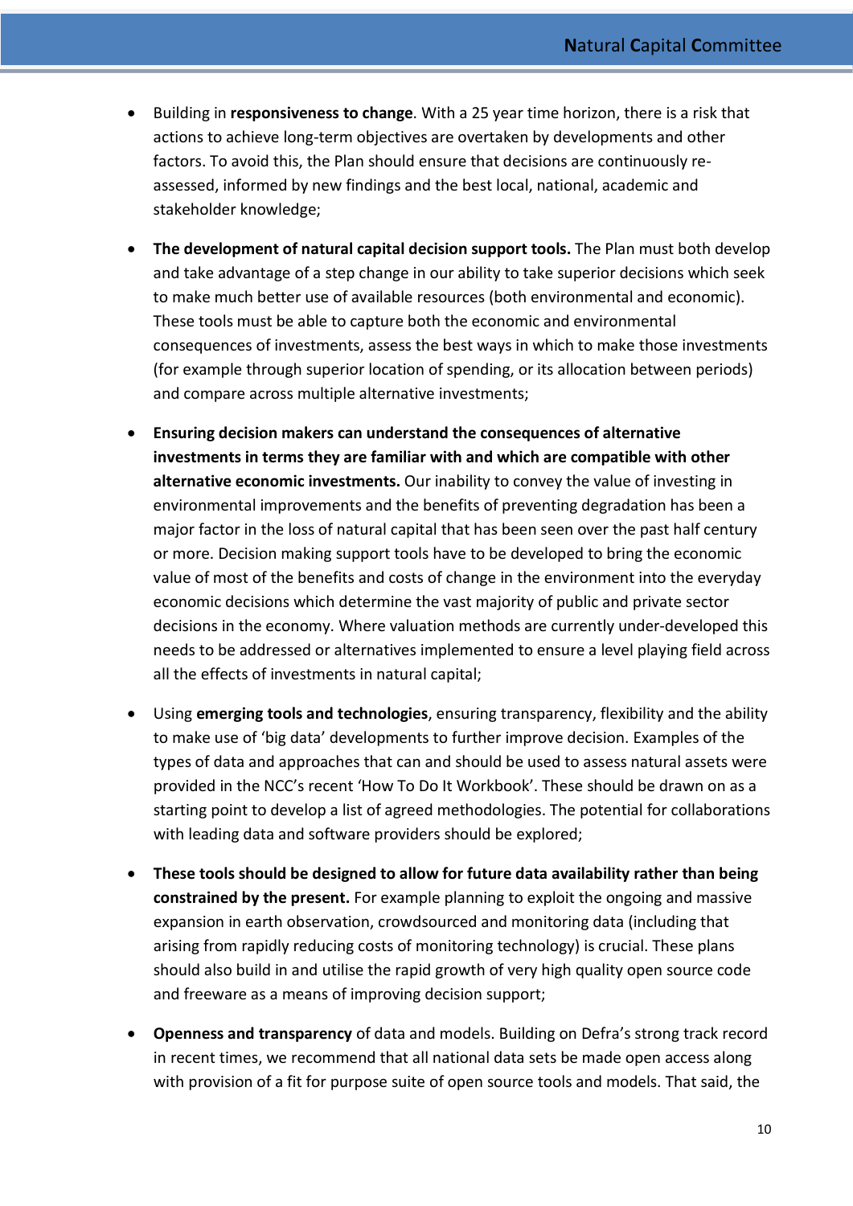- Building in **responsiveness to change**. With a 25 year time horizon, there is a risk that actions to achieve long-term objectives are overtaken by developments and other factors. To avoid this, the Plan should ensure that decisions are continuously re-assessed, informed by new findings and the best local, national, academic and stakeholder knowledge;

- **The development of natural capital decision support tools.** The Plan must both develop and take advantage of a step change in our ability to take superior decisions which seek to make much better use of available resources (both environmental and economic). These tools must be able to capture both the economic and environmental consequences of investments, assess the best ways in which to make those investments (for example through superior location of spending, or its allocation between periods) and compare across multiple alternative investments;

- **Ensuring decision makers can understand the consequences of alternative investments in terms they are familiar with and which are compatible with other alternative economic investments.** Our inability to convey the value of investing in environmental improvements and the benefits of preventing degradation has been a major factor in the loss of natural capital that has been seen over the past half century or more. Decision making support tools have to be developed to bring the economic value of most of the benefits and costs of change in the environment into the everyday economic decisions which determine the vast majority of public and private sector decisions in the economy. Where valuation methods are currently under-developed this needs to be addressed or alternatives implemented to ensure a level playing field across all the effects of investments in natural capital;

- Using **emerging tools and technologies**, ensuring transparency, flexibility and the ability to make use of 'big data' developments to further improve decision. Examples of the types of data and approaches that can and should be used to assess natural assets were provided in the NCC's recent 'How To Do It Workbook'. These should be drawn on as a starting point to develop a list of agreed methodologies. The potential for collaborations with leading data and software providers should be explored;

- **These tools should be designed to allow for future data availability rather than being constrained by the present.** For example planning to exploit the ongoing and massive expansion in earth observation, crowdsourced and monitoring data (including that arising from rapidly reducing costs of monitoring technology) is crucial. These plans should also build in and utilise the rapid growth of very high quality open source code and freeware as a means of improving decision support;

- **Openness and transparency** of data and models. Building on Defra's strong track record in recent times, we recommend that all national data sets be made open access along with provision of a fit for purpose suite of open source tools and models. That said, the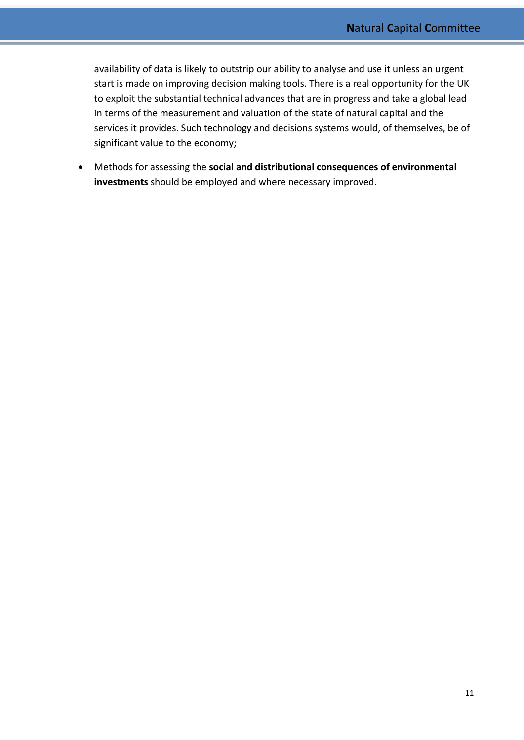availability of data is likely to outstrip our ability to analyse and use it unless an urgent start is made on improving decision making tools. There is a real opportunity for the UK to exploit the substantial technical advances that are in progress and take a global lead in terms of the measurement and valuation of the state of natural capital and the services it provides. Such technology and decisions systems would, of themselves, be of significant value to the economy;

- Methods for assessing the **social and distributional consequences of environmental investments** should be employed and where necessary improved.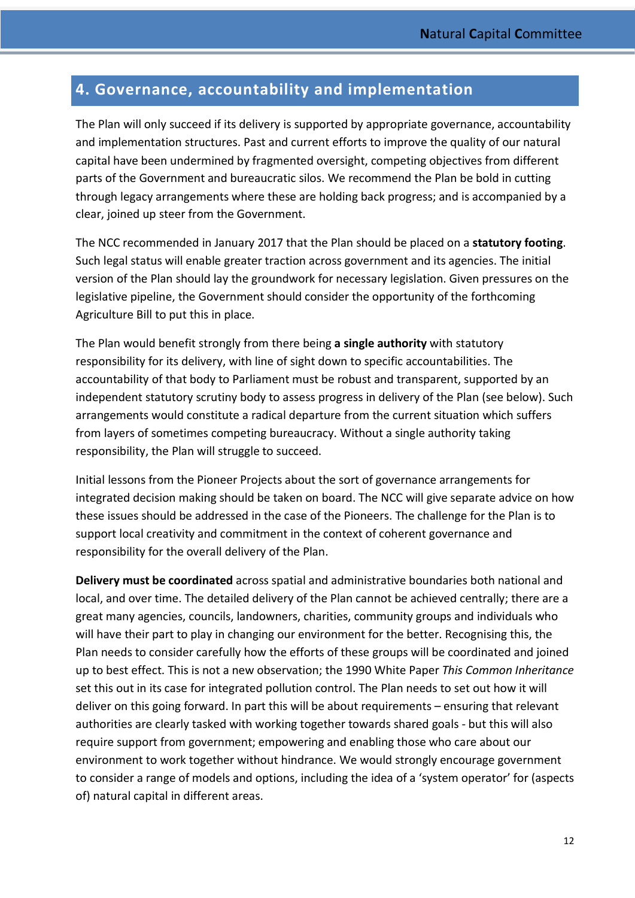## 4. Governance, accountability and implementation

The Plan will only succeed if its delivery is supported by appropriate governance, accountability and implementation structures. Past and current efforts to improve the quality of our natural capital have been undermined by fragmented oversight, competing objectives from different parts of the Government and bureaucratic silos. We recommend the Plan be bold in cutting through legacy arrangements where these are holding back progress; and is accompanied by a clear, joined up steer from the Government.

The NCC recommended in January 2017 that the Plan should be placed on a **statutory footing**. Such legal status will enable greater traction across government and its agencies. The initial version of the Plan should lay the groundwork for necessary legislation. Given pressures on the legislative pipeline, the Government should consider the opportunity of the forthcoming Agriculture Bill to put this in place.

The Plan would benefit strongly from there being **a single authority** with statutory responsibility for its delivery, with line of sight down to specific accountabilities. The accountability of that body to Parliament must be robust and transparent, supported by an independent statutory scrutiny body to assess progress in delivery of the Plan (see below). Such arrangements would constitute a radical departure from the current situation which suffers from layers of sometimes competing bureaucracy. Without a single authority taking responsibility, the Plan will struggle to succeed.

Initial lessons from the Pioneer Projects about the sort of governance arrangements for integrated decision making should be taken on board. The NCC will give separate advice on how these issues should be addressed in the case of the Pioneers. The challenge for the Plan is to support local creativity and commitment in the context of coherent governance and responsibility for the overall delivery of the Plan.

**Delivery must be coordinated** across spatial and administrative boundaries both national and local, and over time. The detailed delivery of the Plan cannot be achieved centrally; there are a great many agencies, councils, landowners, charities, community groups and individuals who will have their part to play in changing our environment for the better. Recognising this, the Plan needs to consider carefully how the efforts of these groups will be coordinated and joined up to best effect. This is not a new observation; the 1990 White Paper *This Common Inheritance* set this out in its case for integrated pollution control. The Plan needs to set out how it will deliver on this going forward. In part this will be about requirements – ensuring that relevant authorities are clearly tasked with working together towards shared goals - but this will also require support from government; empowering and enabling those who care about our environment to work together without hindrance. We would strongly encourage government to consider a range of models and options, including the idea of a 'system operator' for (aspects of) natural capital in different areas.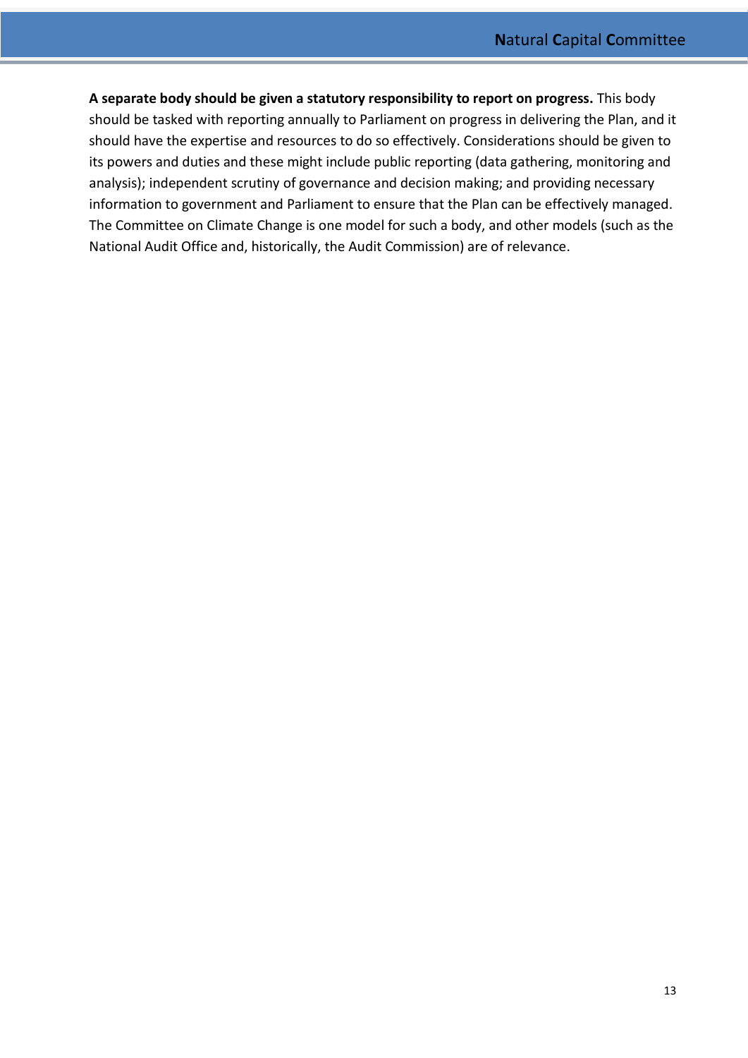**A separate body should be given a statutory responsibility to report on progress.** This body should be tasked with reporting annually to Parliament on progress in delivering the Plan, and it should have the expertise and resources to do so effectively. Considerations should be given to its powers and duties and these might include public reporting (data gathering, monitoring and analysis); independent scrutiny of governance and decision making; and providing necessary information to government and Parliament to ensure that the Plan can be effectively managed. The Committee on Climate Change is one model for such a body, and other models (such as the National Audit Office and, historically, the Audit Commission) are of relevance.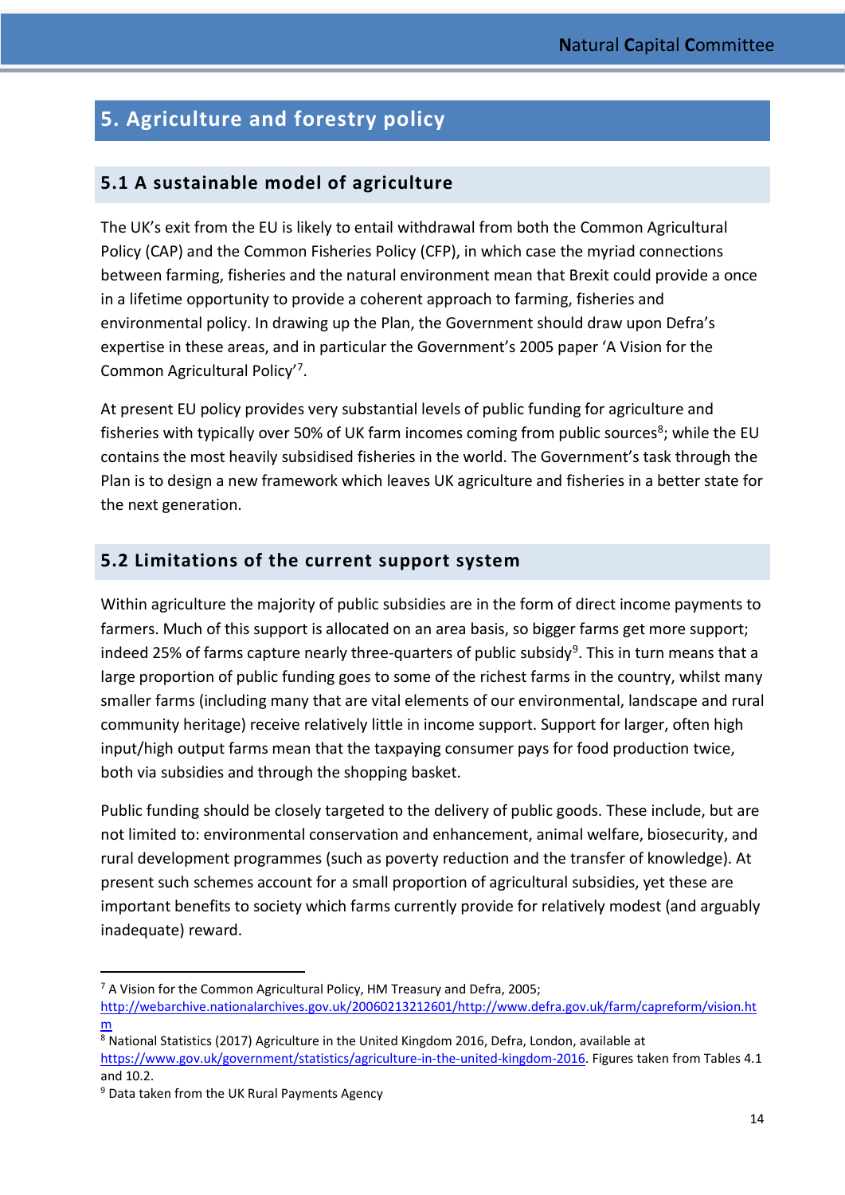# 5. Agriculture and forestry policy

## 5.1 A sustainable model of agriculture

The UK's exit from the EU is likely to entail withdrawal from both the Common Agricultural Policy (CAP) and the Common Fisheries Policy (CFP), in which case the myriad connections between farming, fisheries and the natural environment mean that Brexit could provide a once in a lifetime opportunity to provide a coherent approach to farming, fisheries and environmental policy. In drawing up the Plan, the Government should draw upon Defra's expertise in these areas, and in particular the Government's 2005 paper 'A Vision for the Common Agricultural Policy'[7].

At present EU policy provides very substantial levels of public funding for agriculture and fisheries with typically over 50% of UK farm incomes coming from public sources[8]; while the EU contains the most heavily subsidised fisheries in the world. The Government's task through the Plan is to design a new framework which leaves UK agriculture and fisheries in a better state for the next generation.

## 5.2 Limitations of the current support system

Within agriculture the majority of public subsidies are in the form of direct income payments to farmers. Much of this support is allocated on an area basis, so bigger farms get more support; indeed 25% of farms capture nearly three-quarters of public subsidy[9]. This in turn means that a large proportion of public funding goes to some of the richest farms in the country, whilst many smaller farms (including many that are vital elements of our environmental, landscape and rural community heritage) receive relatively little in income support. Support for larger, often high input/high output farms mean that the taxpaying consumer pays for food production twice, both via subsidies and through the shopping basket.

Public funding should be closely targeted to the delivery of public goods. These include, but are not limited to: environmental conservation and enhancement, animal welfare, biosecurity, and rural development programmes (such as poverty reduction and the transfer of knowledge). At present such schemes account for a small proportion of agricultural subsidies, yet these are important benefits to society which farms currently provide for relatively modest (and arguably inadequate) reward.

---

[7] A Vision for the Common Agricultural Policy, HM Treasury and Defra, 2005; http://webarchive.nationalarchives.gov.uk/20060213212601/http://www.defra.gov.uk/farm/capreform/vision.htm

[8] National Statistics (2017) Agriculture in the United Kingdom 2016, Defra, London, available at https://www.gov.uk/government/statistics/agriculture-in-the-united-kingdom-2016. Figures taken from Tables 4.1 and 10.2.

[9] Data taken from the UK Rural Payments Agency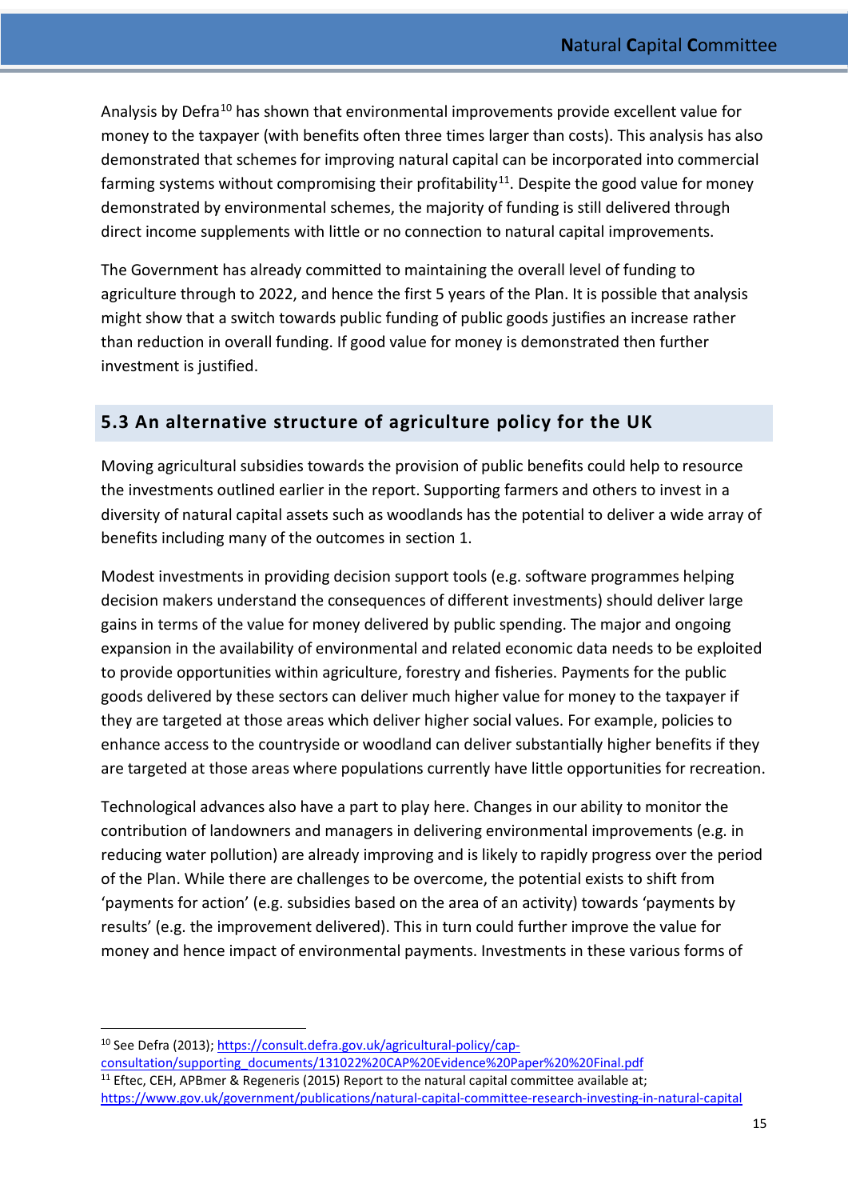Analysis by Defra[10] has shown that environmental improvements provide excellent value for money to the taxpayer (with benefits often three times larger than costs). This analysis has also demonstrated that schemes for improving natural capital can be incorporated into commercial farming systems without compromising their profitability[11]. Despite the good value for money demonstrated by environmental schemes, the majority of funding is still delivered through direct income supplements with little or no connection to natural capital improvements.

The Government has already committed to maintaining the overall level of funding to agriculture through to 2022, and hence the first 5 years of the Plan. It is possible that analysis might show that a switch towards public funding of public goods justifies an increase rather than reduction in overall funding. If good value for money is demonstrated then further investment is justified.

## 5.3 An alternative structure of agriculture policy for the UK

Moving agricultural subsidies towards the provision of public benefits could help to resource the investments outlined earlier in the report. Supporting farmers and others to invest in a diversity of natural capital assets such as woodlands has the potential to deliver a wide array of benefits including many of the outcomes in section 1.

Modest investments in providing decision support tools (e.g. software programmes helping decision makers understand the consequences of different investments) should deliver large gains in terms of the value for money delivered by public spending. The major and ongoing expansion in the availability of environmental and related economic data needs to be exploited to provide opportunities within agriculture, forestry and fisheries. Payments for the public goods delivered by these sectors can deliver much higher value for money to the taxpayer if they are targeted at those areas which deliver higher social values. For example, policies to enhance access to the countryside or woodland can deliver substantially higher benefits if they are targeted at those areas where populations currently have little opportunities for recreation.

Technological advances also have a part to play here. Changes in our ability to monitor the contribution of landowners and managers in delivering environmental improvements (e.g. in reducing water pollution) are already improving and is likely to rapidly progress over the period of the Plan. While there are challenges to be overcome, the potential exists to shift from 'payments for action' (e.g. subsidies based on the area of an activity) towards 'payments by results' (e.g. the improvement delivered). This in turn could further improve the value for money and hence impact of environmental payments. Investments in these various forms of

---

[10] See Defra (2013); https://consult.defra.gov.uk/agricultural-policy/cap-consultation/supporting_documents/131022%20CAP%20Evidence%20Paper%20%20Final.pdf

[11] Eftec, CEH, APBmer & Regeneris (2015) Report to the natural capital committee available at; https://www.gov.uk/government/publications/natural-capital-committee-research-investing-in-natural-capital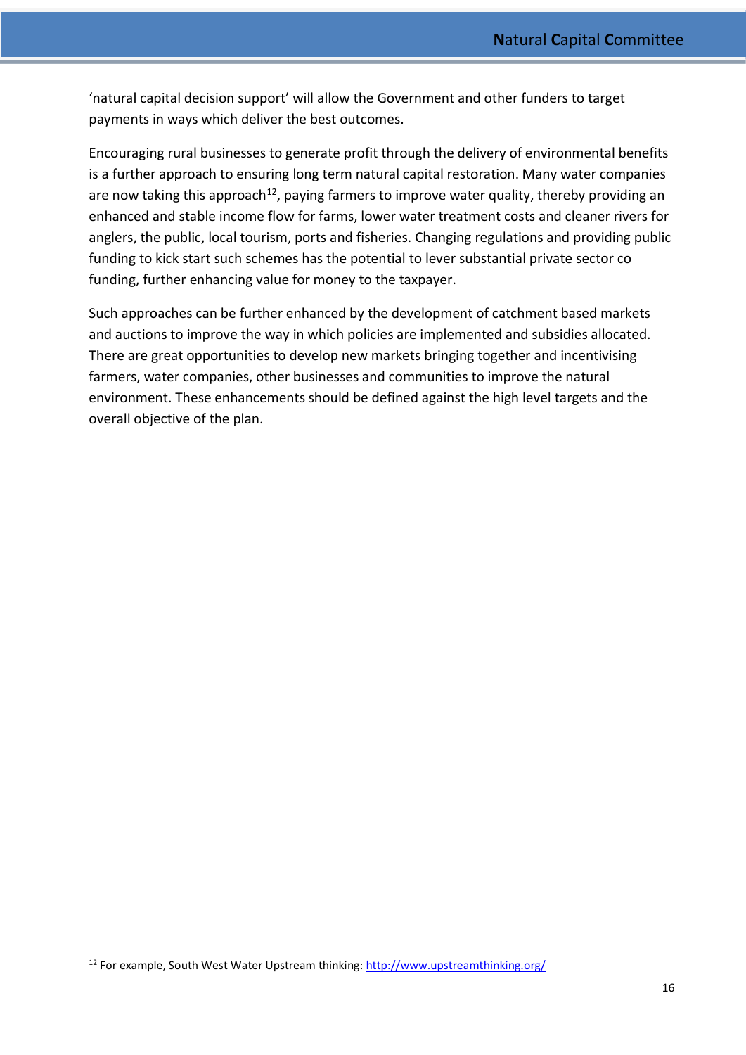'natural capital decision support' will allow the Government and other funders to target payments in ways which deliver the best outcomes.

Encouraging rural businesses to generate profit through the delivery of environmental benefits is a further approach to ensuring long term natural capital restoration. Many water companies are now taking this approach[12], paying farmers to improve water quality, thereby providing an enhanced and stable income flow for farms, lower water treatment costs and cleaner rivers for anglers, the public, local tourism, ports and fisheries. Changing regulations and providing public funding to kick start such schemes has the potential to lever substantial private sector co funding, further enhancing value for money to the taxpayer.

Such approaches can be further enhanced by the development of catchment based markets and auctions to improve the way in which policies are implemented and subsidies allocated. There are great opportunities to develop new markets bringing together and incentivising farmers, water companies, other businesses and communities to improve the natural environment. These enhancements should be defined against the high level targets and the overall objective of the plan.

[12] For example, South West Water Upstream thinking: http://www.upstreamthinking.org/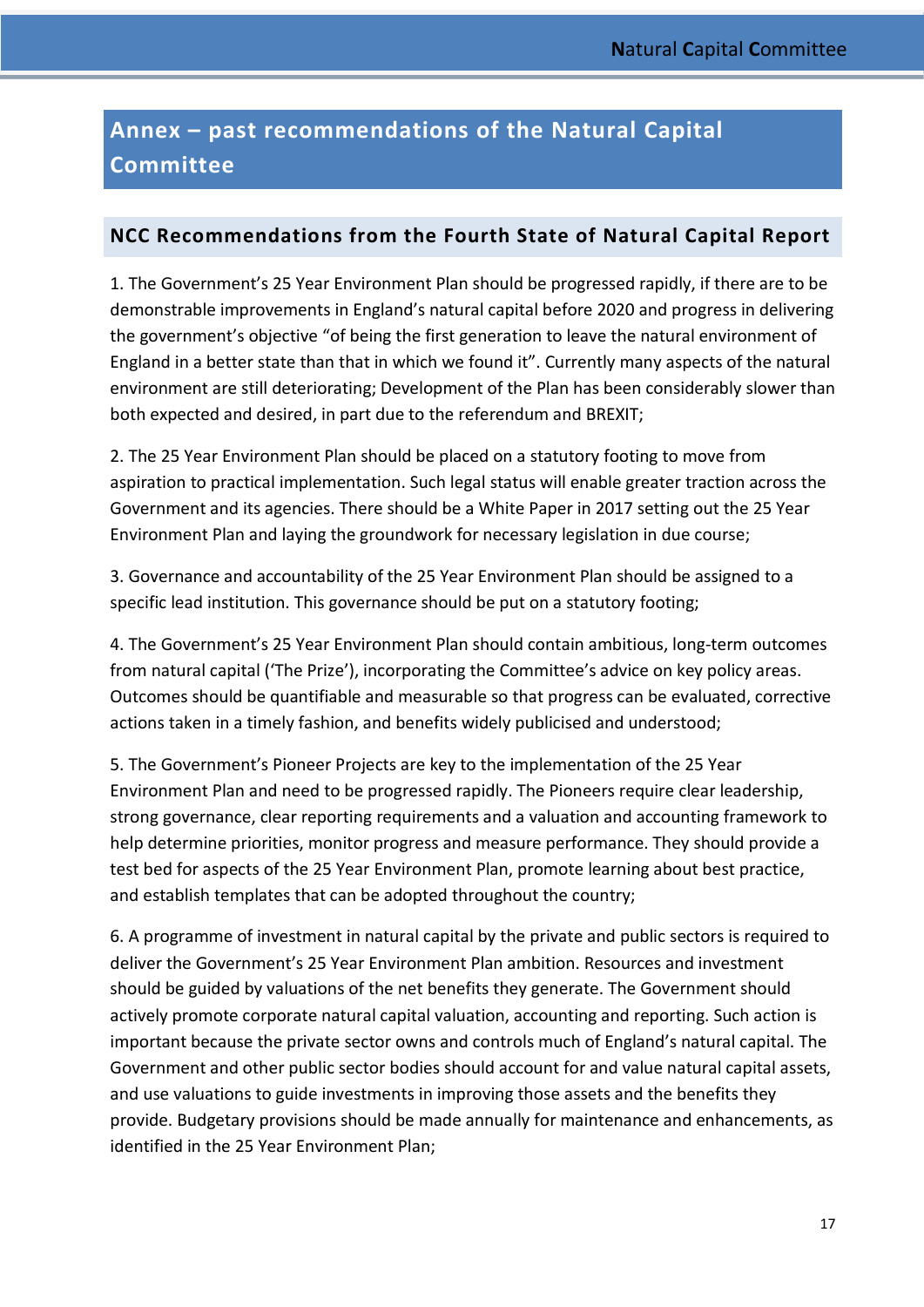# Annex – past recommendations of the Natural Capital Committee

## NCC Recommendations from the Fourth State of Natural Capital Report

1. The Government's 25 Year Environment Plan should be progressed rapidly, if there are to be demonstrable improvements in England's natural capital before 2020 and progress in delivering the government's objective "of being the first generation to leave the natural environment of England in a better state than that in which we found it". Currently many aspects of the natural environment are still deteriorating; Development of the Plan has been considerably slower than both expected and desired, in part due to the referendum and BREXIT;

2. The 25 Year Environment Plan should be placed on a statutory footing to move from aspiration to practical implementation. Such legal status will enable greater traction across the Government and its agencies. There should be a White Paper in 2017 setting out the 25 Year Environment Plan and laying the groundwork for necessary legislation in due course;

3. Governance and accountability of the 25 Year Environment Plan should be assigned to a specific lead institution. This governance should be put on a statutory footing;

4. The Government's 25 Year Environment Plan should contain ambitious, long-term outcomes from natural capital ('The Prize'), incorporating the Committee's advice on key policy areas. Outcomes should be quantifiable and measurable so that progress can be evaluated, corrective actions taken in a timely fashion, and benefits widely publicised and understood;

5. The Government's Pioneer Projects are key to the implementation of the 25 Year Environment Plan and need to be progressed rapidly. The Pioneers require clear leadership, strong governance, clear reporting requirements and a valuation and accounting framework to help determine priorities, monitor progress and measure performance. They should provide a test bed for aspects of the 25 Year Environment Plan, promote learning about best practice, and establish templates that can be adopted throughout the country;

6. A programme of investment in natural capital by the private and public sectors is required to deliver the Government's 25 Year Environment Plan ambition. Resources and investment should be guided by valuations of the net benefits they generate. The Government should actively promote corporate natural capital valuation, accounting and reporting. Such action is important because the private sector owns and controls much of England's natural capital. The Government and other public sector bodies should account for and value natural capital assets, and use valuations to guide investments in improving those assets and the benefits they provide. Budgetary provisions should be made annually for maintenance and enhancements, as identified in the 25 Year Environment Plan;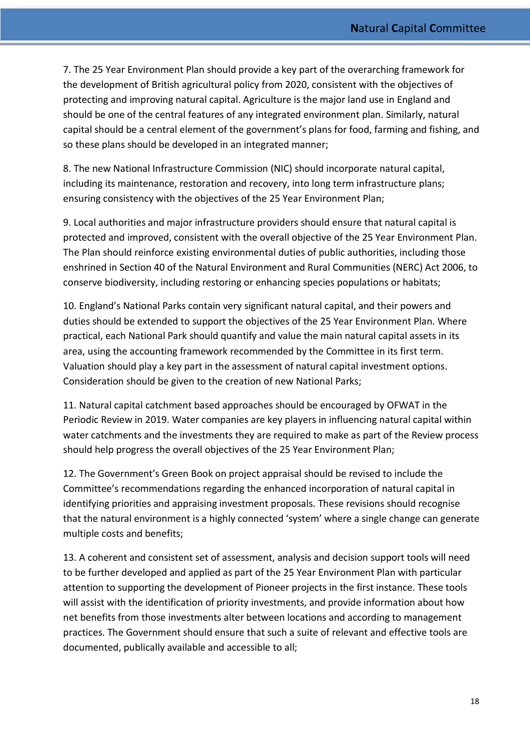7. The 25 Year Environment Plan should provide a key part of the overarching framework for the development of British agricultural policy from 2020, consistent with the objectives of protecting and improving natural capital. Agriculture is the major land use in England and should be one of the central features of any integrated environment plan. Similarly, natural capital should be a central element of the government's plans for food, farming and fishing, and so these plans should be developed in an integrated manner;

8. The new National Infrastructure Commission (NIC) should incorporate natural capital, including its maintenance, restoration and recovery, into long term infrastructure plans; ensuring consistency with the objectives of the 25 Year Environment Plan;

9. Local authorities and major infrastructure providers should ensure that natural capital is protected and improved, consistent with the overall objective of the 25 Year Environment Plan. The Plan should reinforce existing environmental duties of public authorities, including those enshrined in Section 40 of the Natural Environment and Rural Communities (NERC) Act 2006, to conserve biodiversity, including restoring or enhancing species populations or habitats;

10. England's National Parks contain very significant natural capital, and their powers and duties should be extended to support the objectives of the 25 Year Environment Plan. Where practical, each National Park should quantify and value the main natural capital assets in its area, using the accounting framework recommended by the Committee in its first term. Valuation should play a key part in the assessment of natural capital investment options. Consideration should be given to the creation of new National Parks;

11. Natural capital catchment based approaches should be encouraged by OFWAT in the Periodic Review in 2019. Water companies are key players in influencing natural capital within water catchments and the investments they are required to make as part of the Review process should help progress the overall objectives of the 25 Year Environment Plan;

12. The Government's Green Book on project appraisal should be revised to include the Committee's recommendations regarding the enhanced incorporation of natural capital in identifying priorities and appraising investment proposals. These revisions should recognise that the natural environment is a highly connected 'system' where a single change can generate multiple costs and benefits;

13. A coherent and consistent set of assessment, analysis and decision support tools will need to be further developed and applied as part of the 25 Year Environment Plan with particular attention to supporting the development of Pioneer projects in the first instance. These tools will assist with the identification of priority investments, and provide information about how net benefits from those investments alter between locations and according to management practices. The Government should ensure that such a suite of relevant and effective tools are documented, publically available and accessible to all;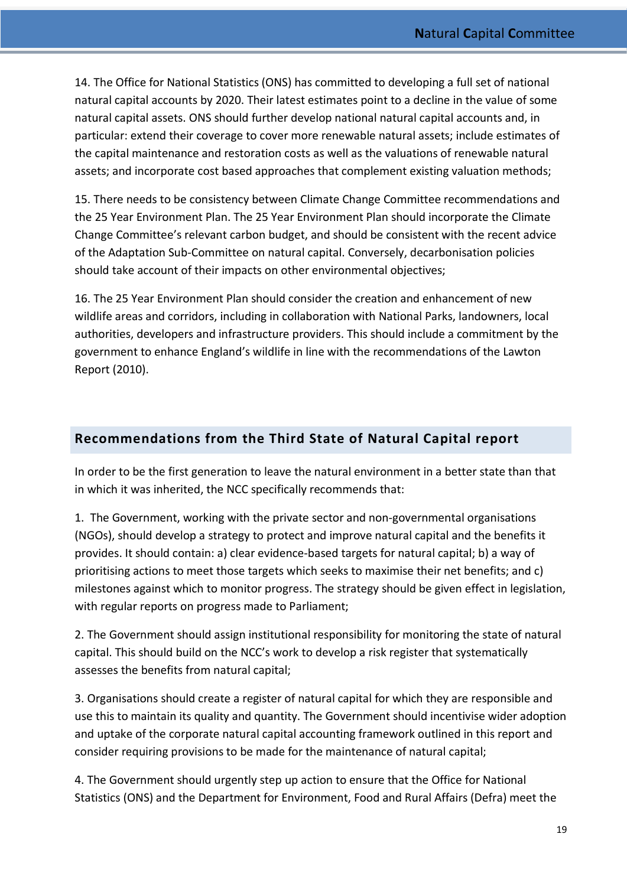14. The Office for National Statistics (ONS) has committed to developing a full set of national natural capital accounts by 2020. Their latest estimates point to a decline in the value of some natural capital assets. ONS should further develop national natural capital accounts and, in particular: extend their coverage to cover more renewable natural assets; include estimates of the capital maintenance and restoration costs as well as the valuations of renewable natural assets; and incorporate cost based approaches that complement existing valuation methods;

15. There needs to be consistency between Climate Change Committee recommendations and the 25 Year Environment Plan. The 25 Year Environment Plan should incorporate the Climate Change Committee's relevant carbon budget, and should be consistent with the recent advice of the Adaptation Sub-Committee on natural capital. Conversely, decarbonisation policies should take account of their impacts on other environmental objectives;

16. The 25 Year Environment Plan should consider the creation and enhancement of new wildlife areas and corridors, including in collaboration with National Parks, landowners, local authorities, developers and infrastructure providers. This should include a commitment by the government to enhance England's wildlife in line with the recommendations of the Lawton Report (2010).

## Recommendations from the Third State of Natural Capital report

In order to be the first generation to leave the natural environment in a better state than that in which it was inherited, the NCC specifically recommends that:

1. The Government, working with the private sector and non-governmental organisations (NGOs), should develop a strategy to protect and improve natural capital and the benefits it provides. It should contain: a) clear evidence-based targets for natural capital; b) a way of prioritising actions to meet those targets which seeks to maximise their net benefits; and c) milestones against which to monitor progress. The strategy should be given effect in legislation, with regular reports on progress made to Parliament;

2. The Government should assign institutional responsibility for monitoring the state of natural capital. This should build on the NCC's work to develop a risk register that systematically assesses the benefits from natural capital;

3. Organisations should create a register of natural capital for which they are responsible and use this to maintain its quality and quantity. The Government should incentivise wider adoption and uptake of the corporate natural capital accounting framework outlined in this report and consider requiring provisions to be made for the maintenance of natural capital;

4. The Government should urgently step up action to ensure that the Office for National Statistics (ONS) and the Department for Environment, Food and Rural Affairs (Defra) meet the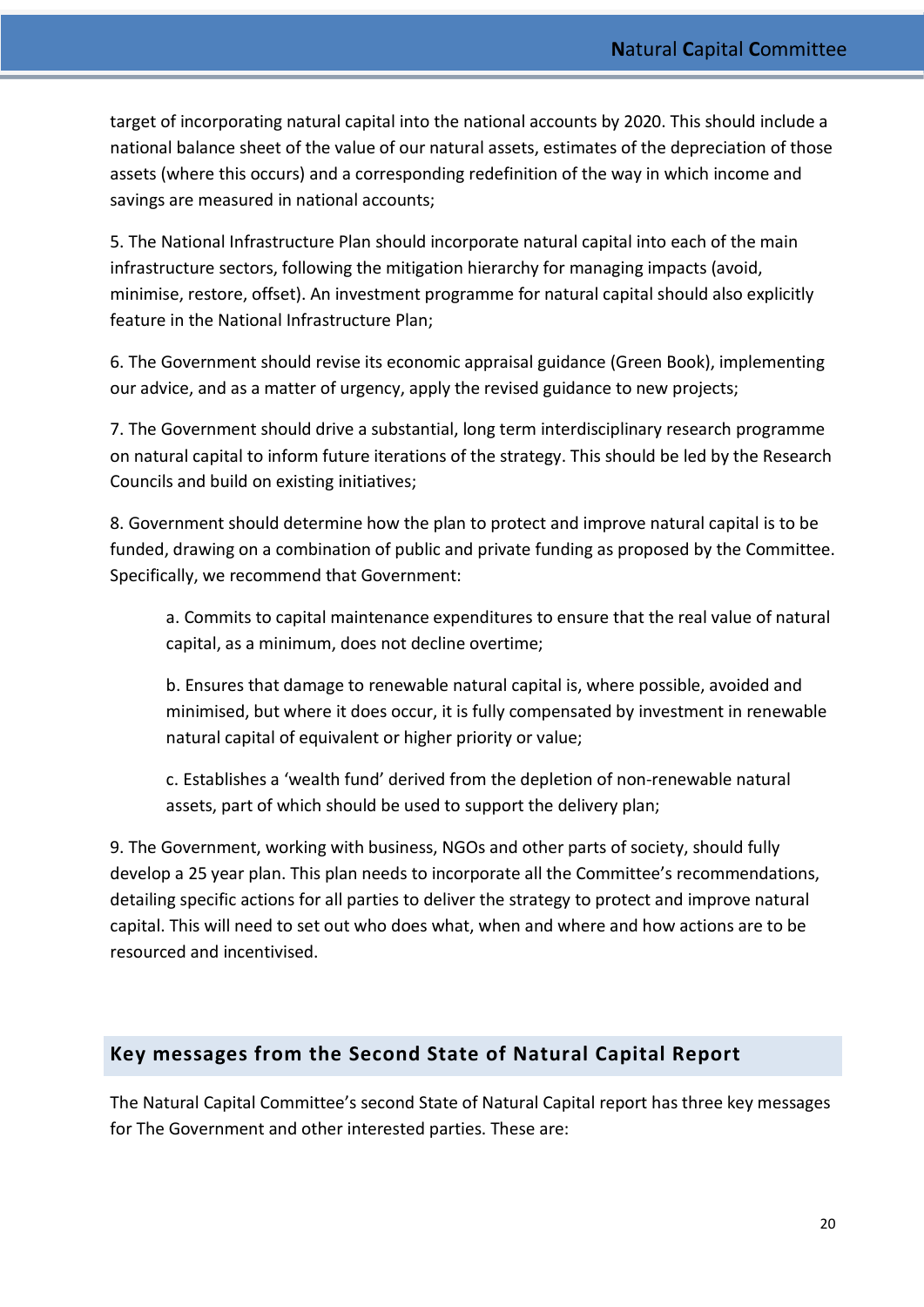target of incorporating natural capital into the national accounts by 2020. This should include a national balance sheet of the value of our natural assets, estimates of the depreciation of those assets (where this occurs) and a corresponding redefinition of the way in which income and savings are measured in national accounts;

5. The National Infrastructure Plan should incorporate natural capital into each of the main infrastructure sectors, following the mitigation hierarchy for managing impacts (avoid, minimise, restore, offset). An investment programme for natural capital should also explicitly feature in the National Infrastructure Plan;

6. The Government should revise its economic appraisal guidance (Green Book), implementing our advice, and as a matter of urgency, apply the revised guidance to new projects;

7. The Government should drive a substantial, long term interdisciplinary research programme on natural capital to inform future iterations of the strategy. This should be led by the Research Councils and build on existing initiatives;

8. Government should determine how the plan to protect and improve natural capital is to be funded, drawing on a combination of public and private funding as proposed by the Committee. Specifically, we recommend that Government:

> a. Commits to capital maintenance expenditures to ensure that the real value of natural capital, as a minimum, does not decline overtime;
>
> b. Ensures that damage to renewable natural capital is, where possible, avoided and minimised, but where it does occur, it is fully compensated by investment in renewable natural capital of equivalent or higher priority or value;
>
> c. Establishes a 'wealth fund' derived from the depletion of non-renewable natural assets, part of which should be used to support the delivery plan;

9. The Government, working with business, NGOs and other parts of society, should fully develop a 25 year plan. This plan needs to incorporate all the Committee's recommendations, detailing specific actions for all parties to deliver the strategy to protect and improve natural capital. This will need to set out who does what, when and where and how actions are to be resourced and incentivised.

## Key messages from the Second State of Natural Capital Report

The Natural Capital Committee's second State of Natural Capital report has three key messages for The Government and other interested parties. These are: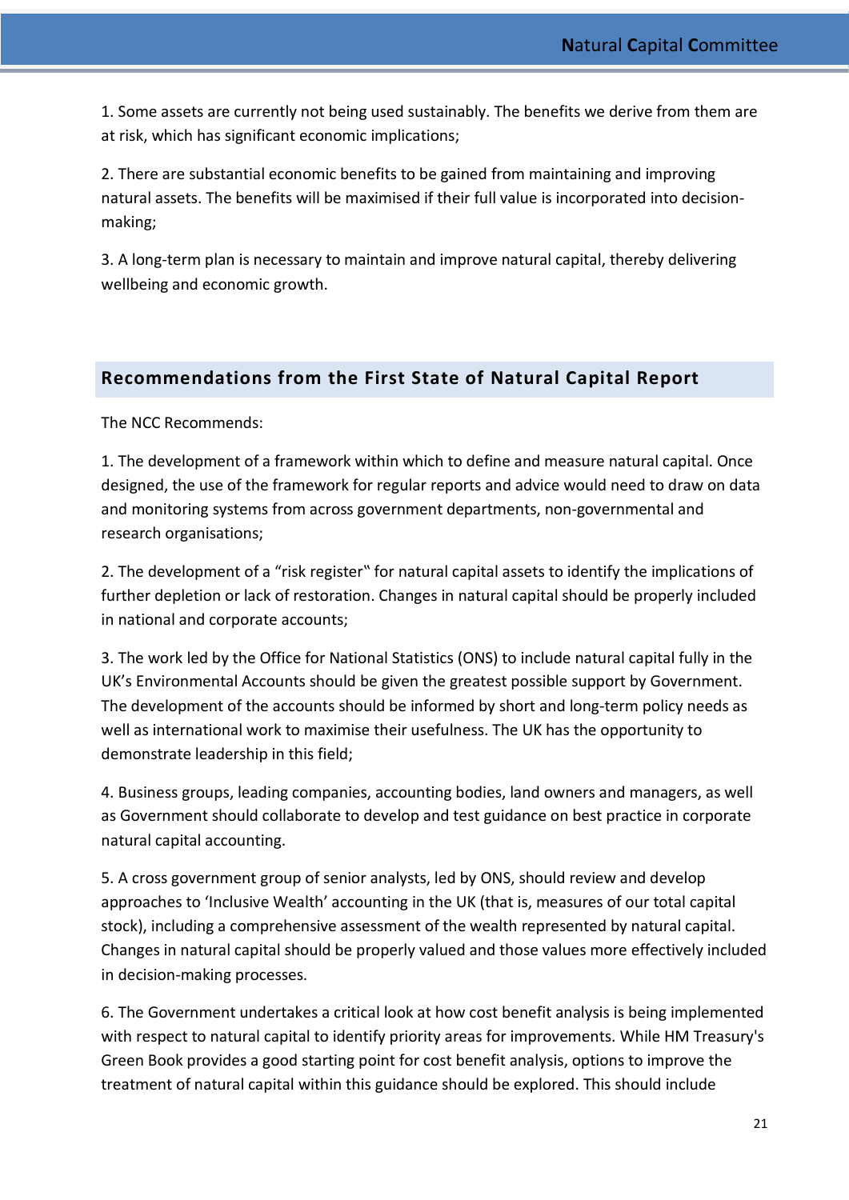1. Some assets are currently not being used sustainably. The benefits we derive from them are at risk, which has significant economic implications;

2. There are substantial economic benefits to be gained from maintaining and improving natural assets. The benefits will be maximised if their full value is incorporated into decision-making;

3. A long-term plan is necessary to maintain and improve natural capital, thereby delivering wellbeing and economic growth.

## Recommendations from the First State of Natural Capital Report

The NCC Recommends:

1. The development of a framework within which to define and measure natural capital. Once designed, the use of the framework for regular reports and advice would need to draw on data and monitoring systems from across government departments, non-governmental and research organisations;

2. The development of a "risk register" for natural capital assets to identify the implications of further depletion or lack of restoration. Changes in natural capital should be properly included in national and corporate accounts;

3. The work led by the Office for National Statistics (ONS) to include natural capital fully in the UK's Environmental Accounts should be given the greatest possible support by Government. The development of the accounts should be informed by short and long-term policy needs as well as international work to maximise their usefulness. The UK has the opportunity to demonstrate leadership in this field;

4. Business groups, leading companies, accounting bodies, land owners and managers, as well as Government should collaborate to develop and test guidance on best practice in corporate natural capital accounting.

5. A cross government group of senior analysts, led by ONS, should review and develop approaches to 'Inclusive Wealth' accounting in the UK (that is, measures of our total capital stock), including a comprehensive assessment of the wealth represented by natural capital. Changes in natural capital should be properly valued and those values more effectively included in decision-making processes.

6. The Government undertakes a critical look at how cost benefit analysis is being implemented with respect to natural capital to identify priority areas for improvements. While HM Treasury's Green Book provides a good starting point for cost benefit analysis, options to improve the treatment of natural capital within this guidance should be explored. This should include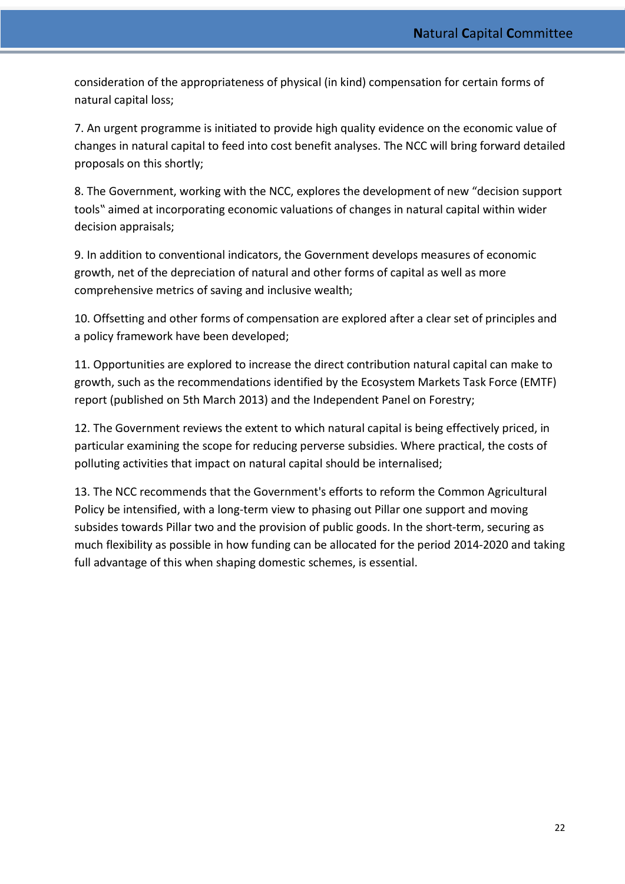consideration of the appropriateness of physical (in kind) compensation for certain forms of natural capital loss;

7. An urgent programme is initiated to provide high quality evidence on the economic value of changes in natural capital to feed into cost benefit analyses. The NCC will bring forward detailed proposals on this shortly;

8. The Government, working with the NCC, explores the development of new "decision support tools‟ aimed at incorporating economic valuations of changes in natural capital within wider decision appraisals;

9. In addition to conventional indicators, the Government develops measures of economic growth, net of the depreciation of natural and other forms of capital as well as more comprehensive metrics of saving and inclusive wealth;

10. Offsetting and other forms of compensation are explored after a clear set of principles and a policy framework have been developed;

11. Opportunities are explored to increase the direct contribution natural capital can make to growth, such as the recommendations identified by the Ecosystem Markets Task Force (EMTF) report (published on 5th March 2013) and the Independent Panel on Forestry;

12. The Government reviews the extent to which natural capital is being effectively priced, in particular examining the scope for reducing perverse subsidies. Where practical, the costs of polluting activities that impact on natural capital should be internalised;

13. The NCC recommends that the Government's efforts to reform the Common Agricultural Policy be intensified, with a long-term view to phasing out Pillar one support and moving subsides towards Pillar two and the provision of public goods. In the short-term, securing as much flexibility as possible in how funding can be allocated for the period 2014-2020 and taking full advantage of this when shaping domestic schemes, is essential.